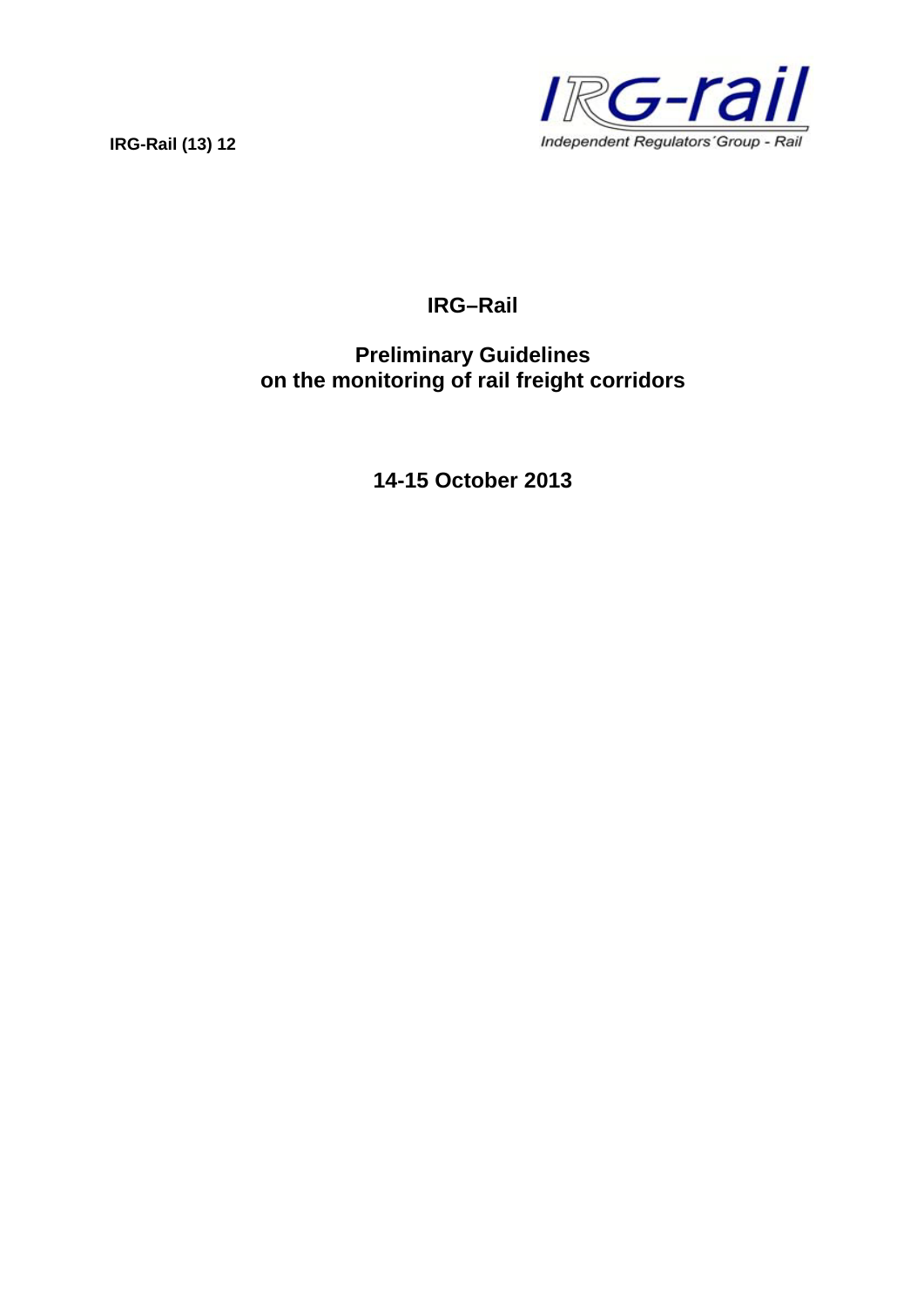IRG-Rail (13) 12

IRG-rail
Independent Regulators´Group - Rail

# IRG–Rail

## Preliminary Guidelines on the monitoring of rail freight corridors

**14-15 October 2013**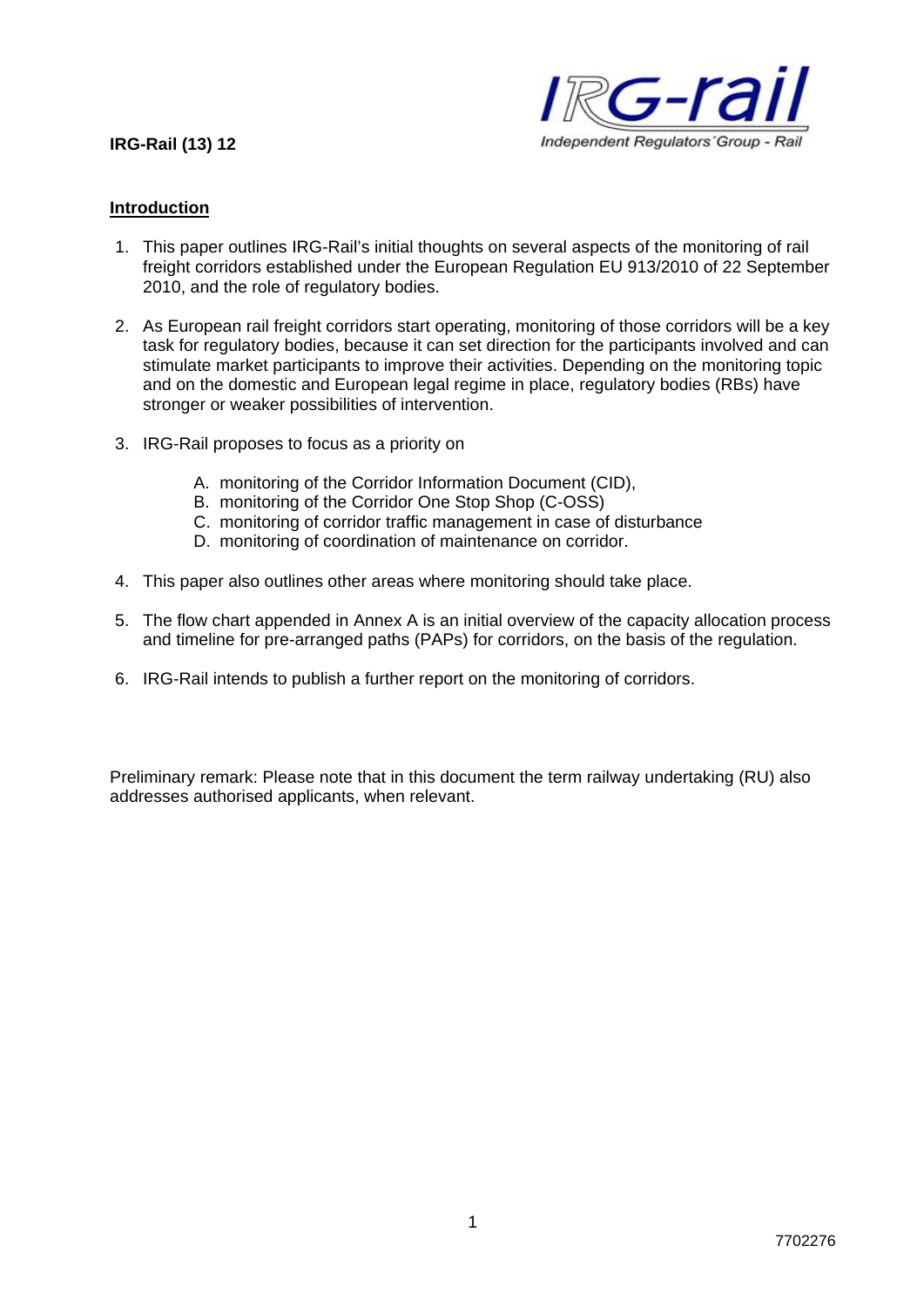**IRG-Rail (13) 12**

## Introduction

1. This paper outlines IRG-Rail's initial thoughts on several aspects of the monitoring of rail freight corridors established under the European Regulation EU 913/2010 of 22 September 2010, and the role of regulatory bodies.

2. As European rail freight corridors start operating, monitoring of those corridors will be a key task for regulatory bodies, because it can set direction for the participants involved and can stimulate market participants to improve their activities. Depending on the monitoring topic and on the domestic and European legal regime in place, regulatory bodies (RBs) have stronger or weaker possibilities of intervention.

3. IRG-Rail proposes to focus as a priority on

   A. monitoring of the Corridor Information Document (CID),
   B. monitoring of the Corridor One Stop Shop (C-OSS)
   C. monitoring of corridor traffic management in case of disturbance
   D. monitoring of coordination of maintenance on corridor.

4. This paper also outlines other areas where monitoring should take place.

5. The flow chart appended in Annex A is an initial overview of the capacity allocation process and timeline for pre-arranged paths (PAPs) for corridors, on the basis of the regulation.

6. IRG-Rail intends to publish a further report on the monitoring of corridors.

Preliminary remark: Please note that in this document the term railway undertaking (RU) also addresses authorised applicants, when relevant.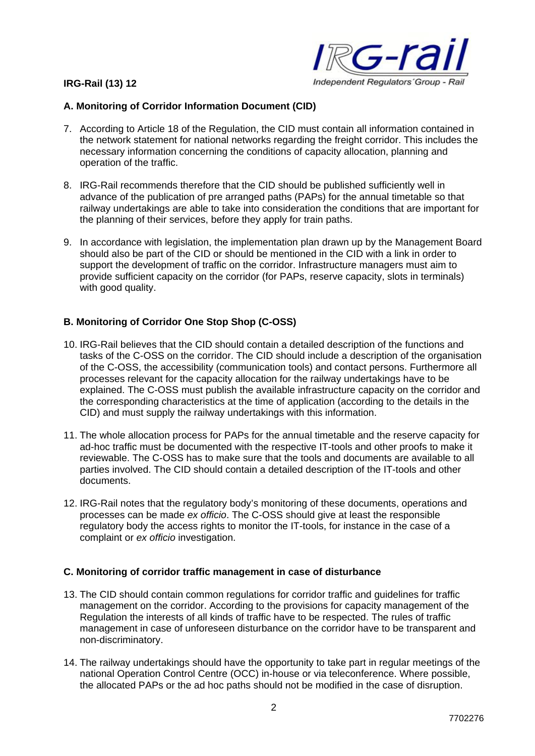### A. Monitoring of Corridor Information Document (CID)

7. According to Article 18 of the Regulation, the CID must contain all information contained in the network statement for national networks regarding the freight corridor. This includes the necessary information concerning the conditions of capacity allocation, planning and operation of the traffic.

8. IRG-Rail recommends therefore that the CID should be published sufficiently well in advance of the publication of pre arranged paths (PAPs) for the annual timetable so that railway undertakings are able to take into consideration the conditions that are important for the planning of their services, before they apply for train paths.

9. In accordance with legislation, the implementation plan drawn up by the Management Board should also be part of the CID or should be mentioned in the CID with a link in order to support the development of traffic on the corridor. Infrastructure managers must aim to provide sufficient capacity on the corridor (for PAPs, reserve capacity, slots in terminals) with good quality.

### B. Monitoring of Corridor One Stop Shop (C-OSS)

10. IRG-Rail believes that the CID should contain a detailed description of the functions and tasks of the C-OSS on the corridor. The CID should include a description of the organisation of the C-OSS, the accessibility (communication tools) and contact persons. Furthermore all processes relevant for the capacity allocation for the railway undertakings have to be explained. The C-OSS must publish the available infrastructure capacity on the corridor and the corresponding characteristics at the time of application (according to the details in the CID) and must supply the railway undertakings with this information.

11. The whole allocation process for PAPs for the annual timetable and the reserve capacity for ad-hoc traffic must be documented with the respective IT-tools and other proofs to make it reviewable. The C-OSS has to make sure that the tools and documents are available to all parties involved. The CID should contain a detailed description of the IT-tools and other documents.

12. IRG-Rail notes that the regulatory body's monitoring of these documents, operations and processes can be made *ex officio*. The C-OSS should give at least the responsible regulatory body the access rights to monitor the IT-tools, for instance in the case of a complaint or *ex officio* investigation.

### C. Monitoring of corridor traffic management in case of disturbance

13. The CID should contain common regulations for corridor traffic and guidelines for traffic management on the corridor. According to the provisions for capacity management of the Regulation the interests of all kinds of traffic have to be respected. The rules of traffic management in case of unforeseen disturbance on the corridor have to be transparent and non-discriminatory.

14. The railway undertakings should have the opportunity to take part in regular meetings of the national Operation Control Centre (OCC) in-house or via teleconference. Where possible, the allocated PAPs or the ad hoc paths should not be modified in the case of disruption.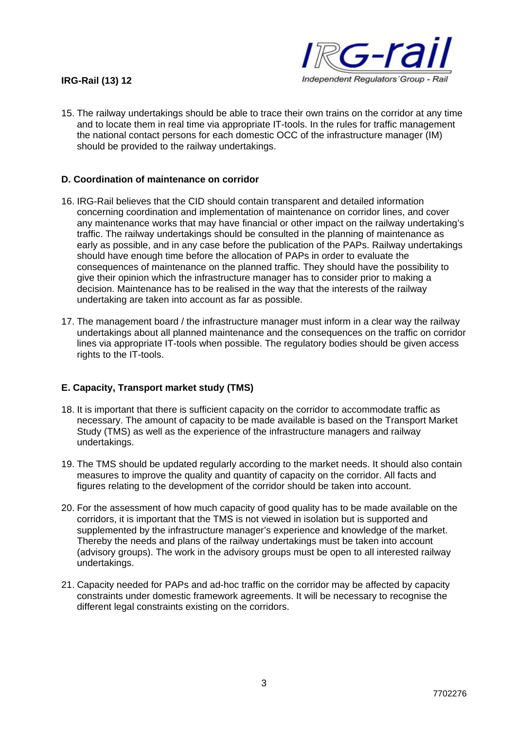15. The railway undertakings should be able to trace their own trains on the corridor at any time and to locate them in real time via appropriate IT-tools. In the rules for traffic management the national contact persons for each domestic OCC of the infrastructure manager (IM) should be provided to the railway undertakings.

### D. Coordination of maintenance on corridor

16. IRG-Rail believes that the CID should contain transparent and detailed information concerning coordination and implementation of maintenance on corridor lines, and cover any maintenance works that may have financial or other impact on the railway undertaking's traffic. The railway undertakings should be consulted in the planning of maintenance as early as possible, and in any case before the publication of the PAPs. Railway undertakings should have enough time before the allocation of PAPs in order to evaluate the consequences of maintenance on the planned traffic. They should have the possibility to give their opinion which the infrastructure manager has to consider prior to making a decision. Maintenance has to be realised in the way that the interests of the railway undertaking are taken into account as far as possible.

17. The management board / the infrastructure manager must inform in a clear way the railway undertakings about all planned maintenance and the consequences on the traffic on corridor lines via appropriate IT-tools when possible. The regulatory bodies should be given access rights to the IT-tools.

### E. Capacity, Transport market study (TMS)

18. It is important that there is sufficient capacity on the corridor to accommodate traffic as necessary. The amount of capacity to be made available is based on the Transport Market Study (TMS) as well as the experience of the infrastructure managers and railway undertakings.

19. The TMS should be updated regularly according to the market needs. It should also contain measures to improve the quality and quantity of capacity on the corridor. All facts and figures relating to the development of the corridor should be taken into account.

20. For the assessment of how much capacity of good quality has to be made available on the corridors, it is important that the TMS is not viewed in isolation but is supported and supplemented by the infrastructure manager's experience and knowledge of the market. Thereby the needs and plans of the railway undertakings must be taken into account (advisory groups). The work in the advisory groups must be open to all interested railway undertakings.

21. Capacity needed for PAPs and ad-hoc traffic on the corridor may be affected by capacity constraints under domestic framework agreements. It will be necessary to recognise the different legal constraints existing on the corridors.

7702276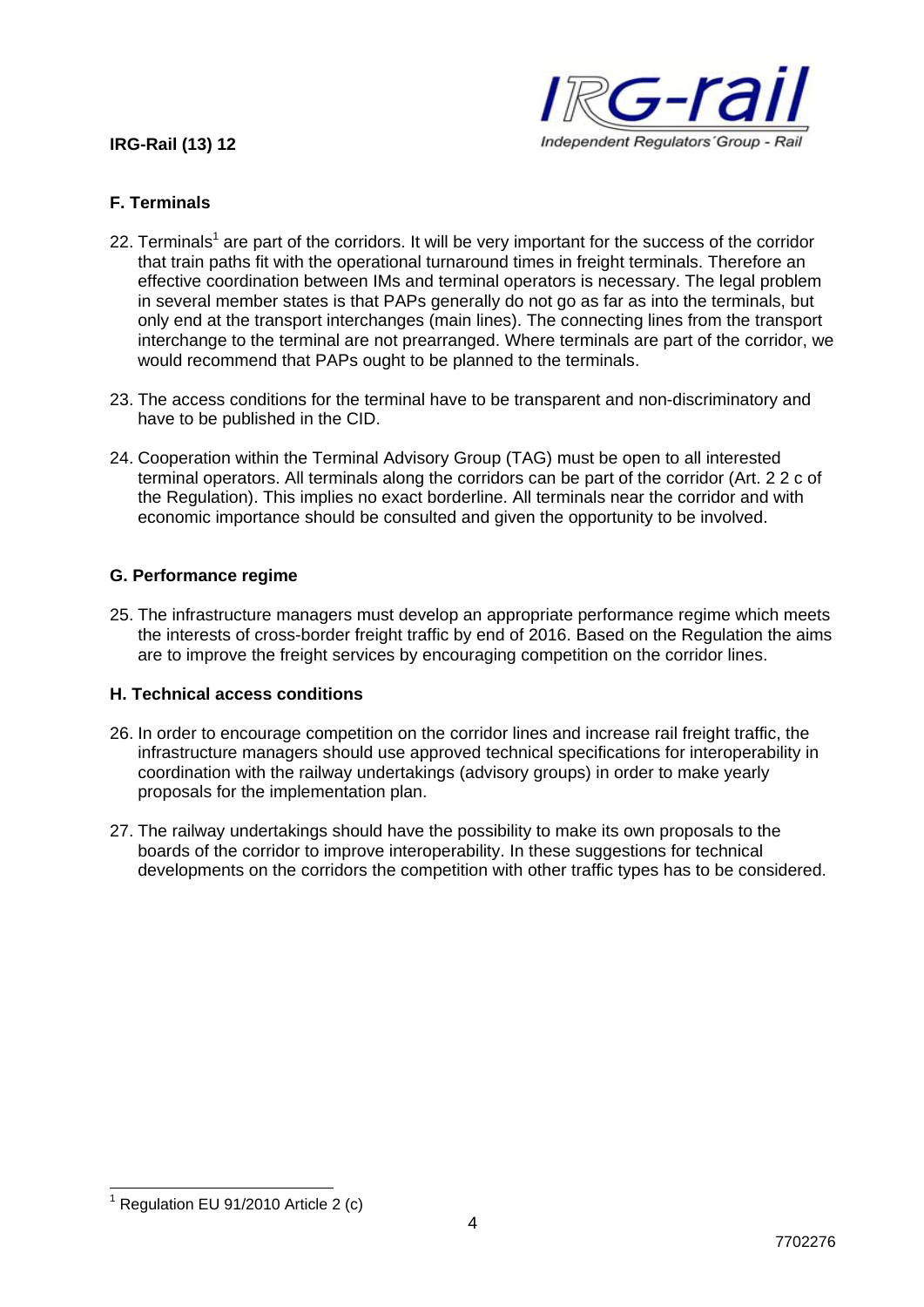## F. Terminals

22. Terminals[1] are part of the corridors. It will be very important for the success of the corridor that train paths fit with the operational turnaround times in freight terminals. Therefore an effective coordination between IMs and terminal operators is necessary. The legal problem in several member states is that PAPs generally do not go as far as into the terminals, but only end at the transport interchanges (main lines). The connecting lines from the transport interchange to the terminal are not prearranged. Where terminals are part of the corridor, we would recommend that PAPs ought to be planned to the terminals.

23. The access conditions for the terminal have to be transparent and non-discriminatory and have to be published in the CID.

24. Cooperation within the Terminal Advisory Group (TAG) must be open to all interested terminal operators. All terminals along the corridors can be part of the corridor (Art. 2 2 c of the Regulation). This implies no exact borderline. All terminals near the corridor and with economic importance should be consulted and given the opportunity to be involved.

## G. Performance regime

25. The infrastructure managers must develop an appropriate performance regime which meets the interests of cross-border freight traffic by end of 2016. Based on the Regulation the aims are to improve the freight services by encouraging competition on the corridor lines.

## H. Technical access conditions

26. In order to encourage competition on the corridor lines and increase rail freight traffic, the infrastructure managers should use approved technical specifications for interoperability in coordination with the railway undertakings (advisory groups) in order to make yearly proposals for the implementation plan.

27. The railway undertakings should have the possibility to make its own proposals to the boards of the corridor to improve interoperability. In these suggestions for technical developments on the corridors the competition with other traffic types has to be considered.

[1] Regulation EU 91/2010 Article 2 (c)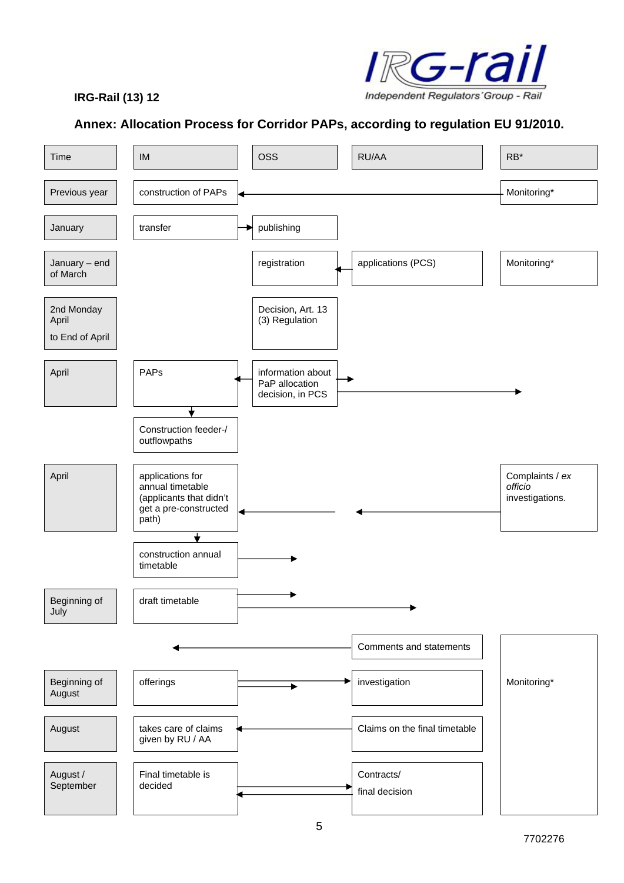IRG-Rail (13) 12

## Annex: Allocation Process for Corridor PAPs, according to regulation EU 91/2010.

| Time | IM | OSS | RU/AA | RB* |
| --- | --- | --- | --- | --- |
| Previous year | construction of PAPs | | | Monitoring* |
| January | transfer | publishing | | |
| January – end of March | | registration | applications (PCS) | Monitoring* |
| 2nd Monday April<br>to End of April | | Decision, Art. 13 (3) Regulation | | |
| April | PAPs | information about PaP allocation decision, in PCS | | |
| | Construction feeder-/ outflowpaths | | | |
| April | applications for annual timetable (applicants that didn't get a pre-constructed path) | | | Complaints / *ex officio* investigations. |
| | construction annual timetable | | | |
| Beginning of July | draft timetable | | | |
| | | | Comments and statements | Monitoring* |
| Beginning of August | offerings | | investigation | |
| August | takes care of claims given by RU / AA | | Claims on the final timetable | |
| August / September | Final timetable is decided | | Contracts/<br>final decision | |

7702276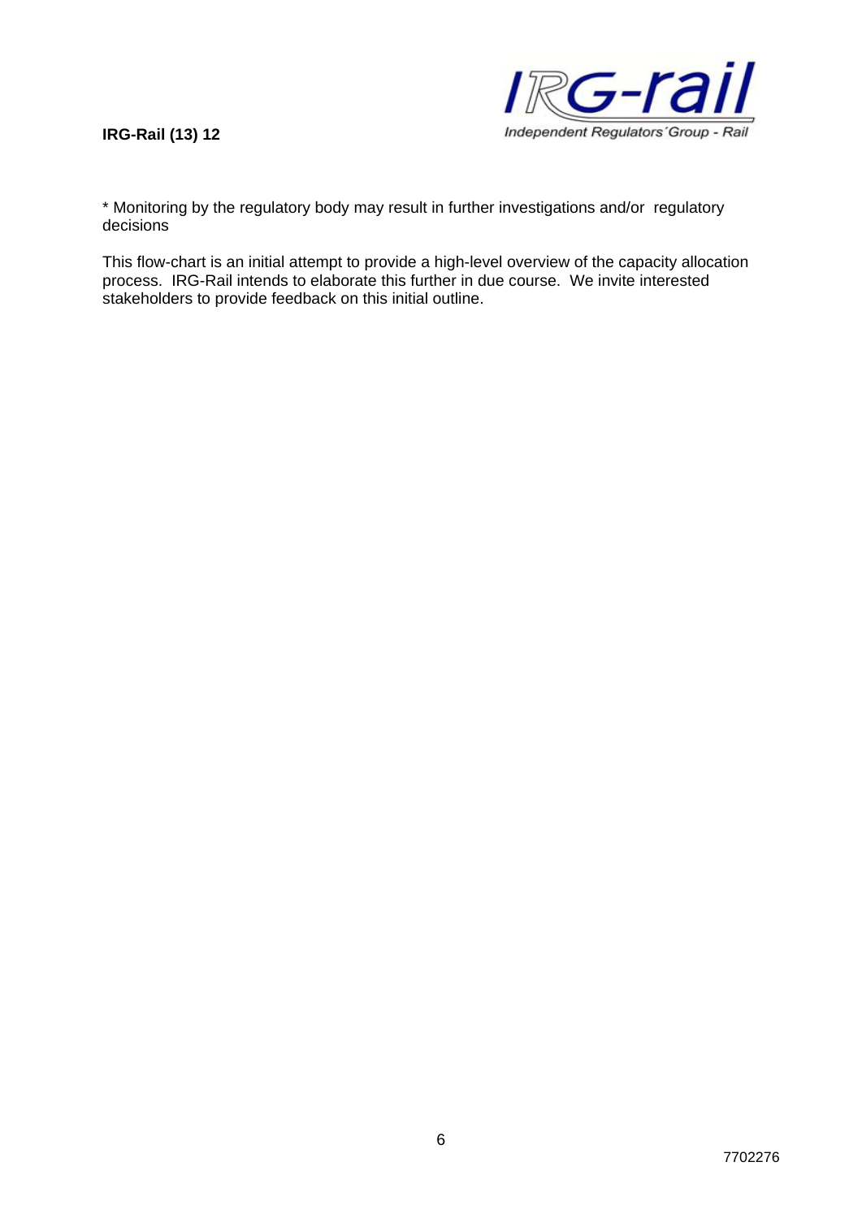* Monitoring by the regulatory body may result in further investigations and/or regulatory decisions

This flow-chart is an initial attempt to provide a high-level overview of the capacity allocation process. IRG-Rail intends to elaborate this further in due course. We invite interested stakeholders to provide feedback on this initial outline.